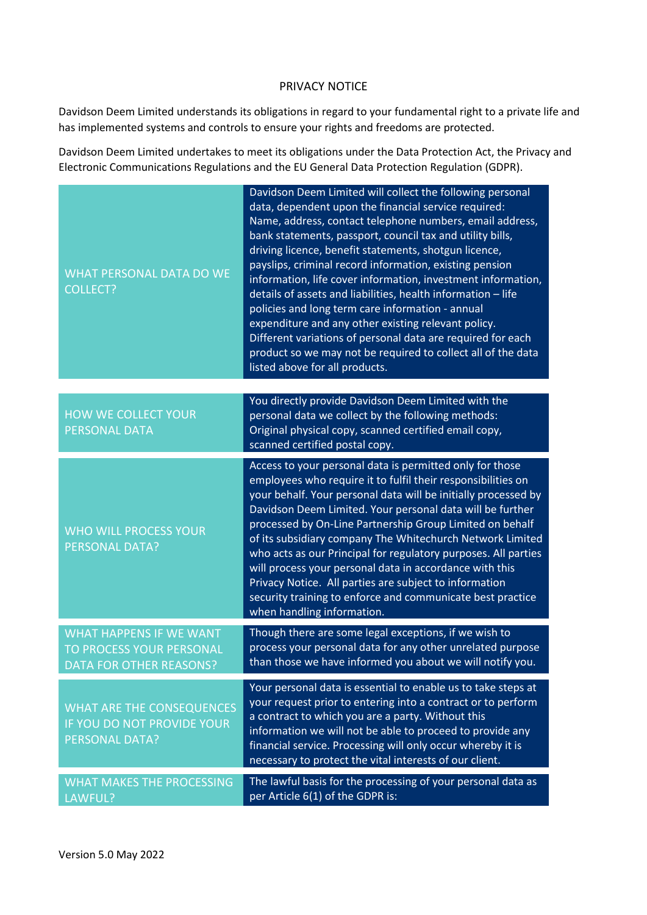PRIVACY NOTICE

Davidson Deem Limited understands its obligations in regard to your fundamental right to a private life and has implemented systems and controls to ensure your rights and freedoms are protected.

Davidson Deem Limited undertakes to meet its obligations under the Data Protection Act, the Privacy and Electronic Communications Regulations and the EU General Data Protection Regulation (GDPR).

| | |
|---|---|
| WHAT PERSONAL DATA DO WE COLLECT? | Davidson Deem Limited will collect the following personal data, dependent upon the financial service required: Name, address, contact telephone numbers, email address, bank statements, passport, council tax and utility bills, driving licence, benefit statements, shotgun licence, payslips, criminal record information, existing pension information, life cover information, investment information, details of assets and liabilities, health information – life policies and long term care information - annual expenditure and any other existing relevant policy. Different variations of personal data are required for each product so we may not be required to collect all of the data listed above for all products. |
| HOW WE COLLECT YOUR PERSONAL DATA | You directly provide Davidson Deem Limited with the personal data we collect by the following methods: Original physical copy, scanned certified email copy, scanned certified postal copy. |
| WHO WILL PROCESS YOUR PERSONAL DATA? | Access to your personal data is permitted only for those employees who require it to fulfil their responsibilities on your behalf. Your personal data will be initially processed by Davidson Deem Limited. Your personal data will be further processed by On-Line Partnership Group Limited on behalf of its subsidiary company The Whitechurch Network Limited who acts as our Principal for regulatory purposes. All parties will process your personal data in accordance with this Privacy Notice. All parties are subject to information security training to enforce and communicate best practice when handling information. |
| WHAT HAPPENS IF WE WANT TO PROCESS YOUR PERSONAL DATA FOR OTHER REASONS? | Though there are some legal exceptions, if we wish to process your personal data for any other unrelated purpose than those we have informed you about we will notify you. |
| WHAT ARE THE CONSEQUENCES IF YOU DO NOT PROVIDE YOUR PERSONAL DATA? | Your personal data is essential to enable us to take steps at your request prior to entering into a contract or to perform a contract to which you are a party. Without this information we will not be able to proceed to provide any financial service. Processing will only occur whereby it is necessary to protect the vital interests of our client. |
| WHAT MAKES THE PROCESSING LAWFUL? | The lawful basis for the processing of your personal data as per Article 6(1) of the GDPR is: |

Version 5.0 May 2022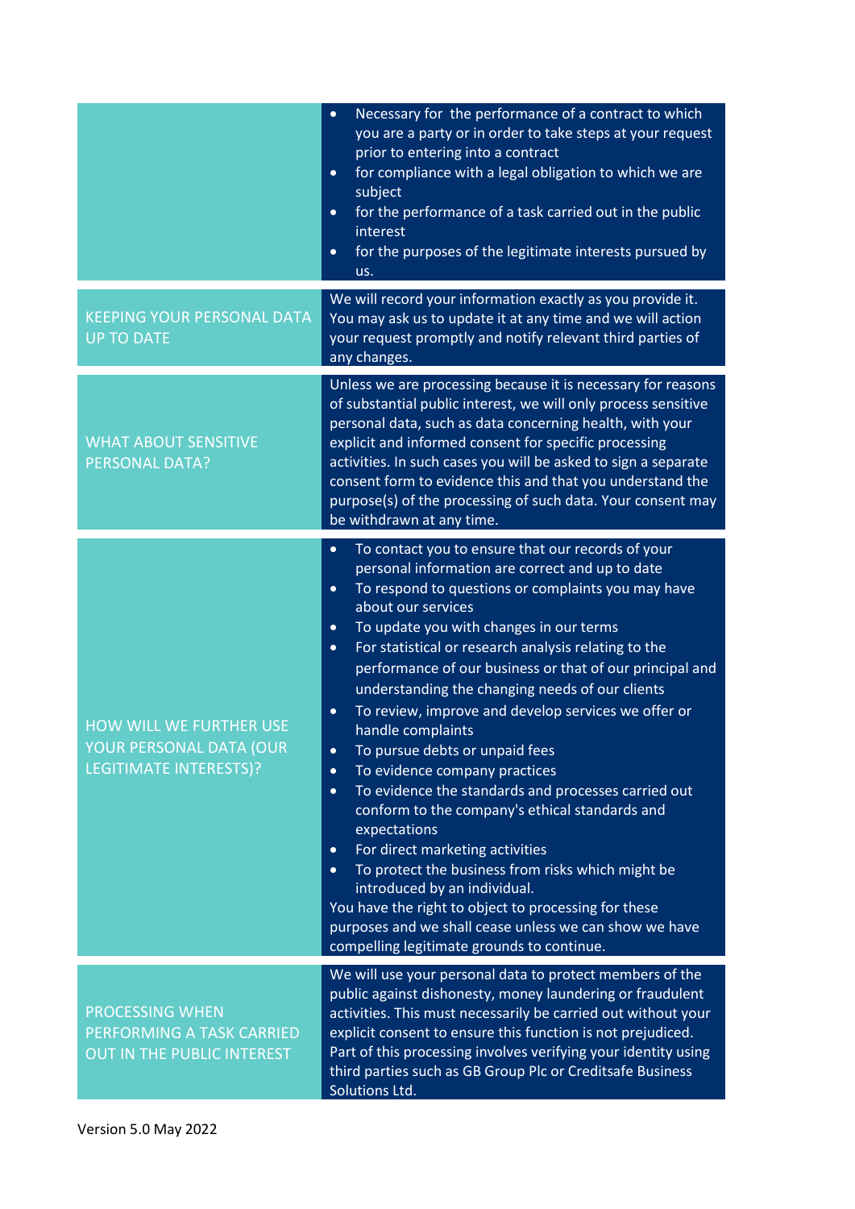| | |
|---|---|
| | • Necessary for the performance of a contract to which you are a party or in order to take steps at your request prior to entering into a contract<br>• for compliance with a legal obligation to which we are subject<br>• for the performance of a task carried out in the public interest<br>• for the purposes of the legitimate interests pursued by us. |
| KEEPING YOUR PERSONAL DATA UP TO DATE | We will record your information exactly as you provide it. You may ask us to update it at any time and we will action your request promptly and notify relevant third parties of any changes. |
| WHAT ABOUT SENSITIVE PERSONAL DATA? | Unless we are processing because it is necessary for reasons of substantial public interest, we will only process sensitive personal data, such as data concerning health, with your explicit and informed consent for specific processing activities. In such cases you will be asked to sign a separate consent form to evidence this and that you understand the purpose(s) of the processing of such data. Your consent may be withdrawn at any time. |
| HOW WILL WE FURTHER USE YOUR PERSONAL DATA (OUR LEGITIMATE INTERESTS)? | • To contact you to ensure that our records of your personal information are correct and up to date<br>• To respond to questions or complaints you may have about our services<br>• To update you with changes in our terms<br>• For statistical or research analysis relating to the performance of our business or that of our principal and understanding the changing needs of our clients<br>• To review, improve and develop services we offer or handle complaints<br>• To pursue debts or unpaid fees<br>• To evidence company practices<br>• To evidence the standards and processes carried out conform to the company's ethical standards and expectations<br>• For direct marketing activities<br>• To protect the business from risks which might be introduced by an individual.<br>You have the right to object to processing for these purposes and we shall cease unless we can show we have compelling legitimate grounds to continue. |
| PROCESSING WHEN PERFORMING A TASK CARRIED OUT IN THE PUBLIC INTEREST | We will use your personal data to protect members of the public against dishonesty, money laundering or fraudulent activities. This must necessarily be carried out without your explicit consent to ensure this function is not prejudiced. Part of this processing involves verifying your identity using third parties such as GB Group Plc or Creditsafe Business Solutions Ltd. |

Version 5.0 May 2022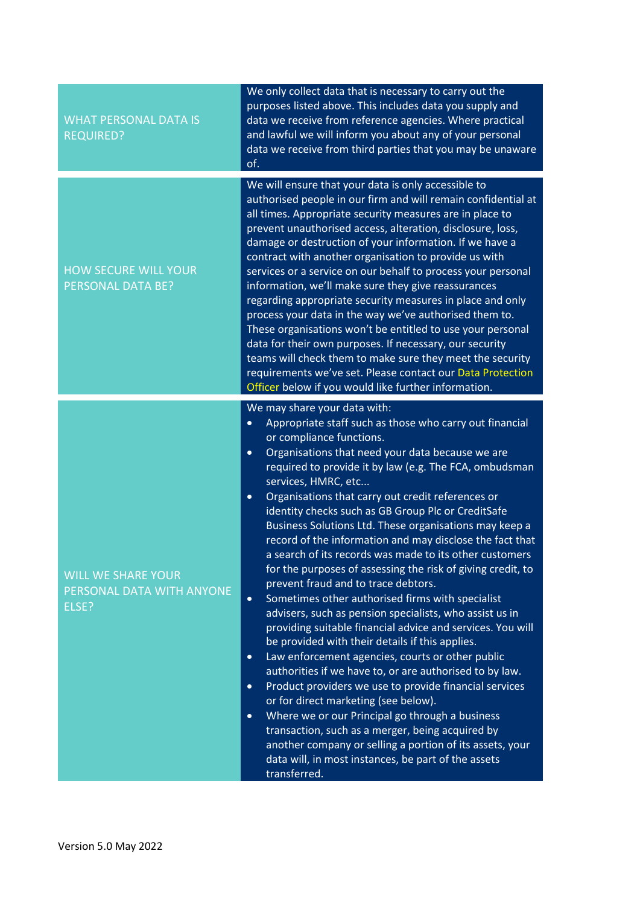| | |
|---|---|
| WHAT PERSONAL DATA IS REQUIRED? | We only collect data that is necessary to carry out the purposes listed above. This includes data you supply and data we receive from reference agencies. Where practical and lawful we will inform you about any of your personal data we receive from third parties that you may be unaware of. |
| HOW SECURE WILL YOUR PERSONAL DATA BE? | We will ensure that your data is only accessible to authorised people in our firm and will remain confidential at all times. Appropriate security measures are in place to prevent unauthorised access, alteration, disclosure, loss, damage or destruction of your information. If we have a contract with another organisation to provide us with services or a service on our behalf to process your personal information, we'll make sure they give reassurances regarding appropriate security measures in place and only process your data in the way we've authorised them to. These organisations won't be entitled to use your personal data for their own purposes. If necessary, our security teams will check them to make sure they meet the security requirements we've set. Please contact our Data Protection Officer below if you would like further information. |
| WILL WE SHARE YOUR PERSONAL DATA WITH ANYONE ELSE? | We may share your data with:<br>• Appropriate staff such as those who carry out financial or compliance functions.<br>• Organisations that need your data because we are required to provide it by law (e.g. The FCA, ombudsman services, HMRC, etc...<br>• Organisations that carry out credit references or identity checks such as GB Group Plc or CreditSafe Business Solutions Ltd. These organisations may keep a record of the information and may disclose the fact that a search of its records was made to its other customers for the purposes of assessing the risk of giving credit, to prevent fraud and to trace debtors.<br>• Sometimes other authorised firms with specialist advisers, such as pension specialists, who assist us in providing suitable financial advice and services. You will be provided with their details if this applies.<br>• Law enforcement agencies, courts or other public authorities if we have to, or are authorised to by law.<br>• Product providers we use to provide financial services or for direct marketing (see below).<br>• Where we or our Principal go through a business transaction, such as a merger, being acquired by another company or selling a portion of its assets, your data will, in most instances, be part of the assets transferred. |

Version 5.0 May 2022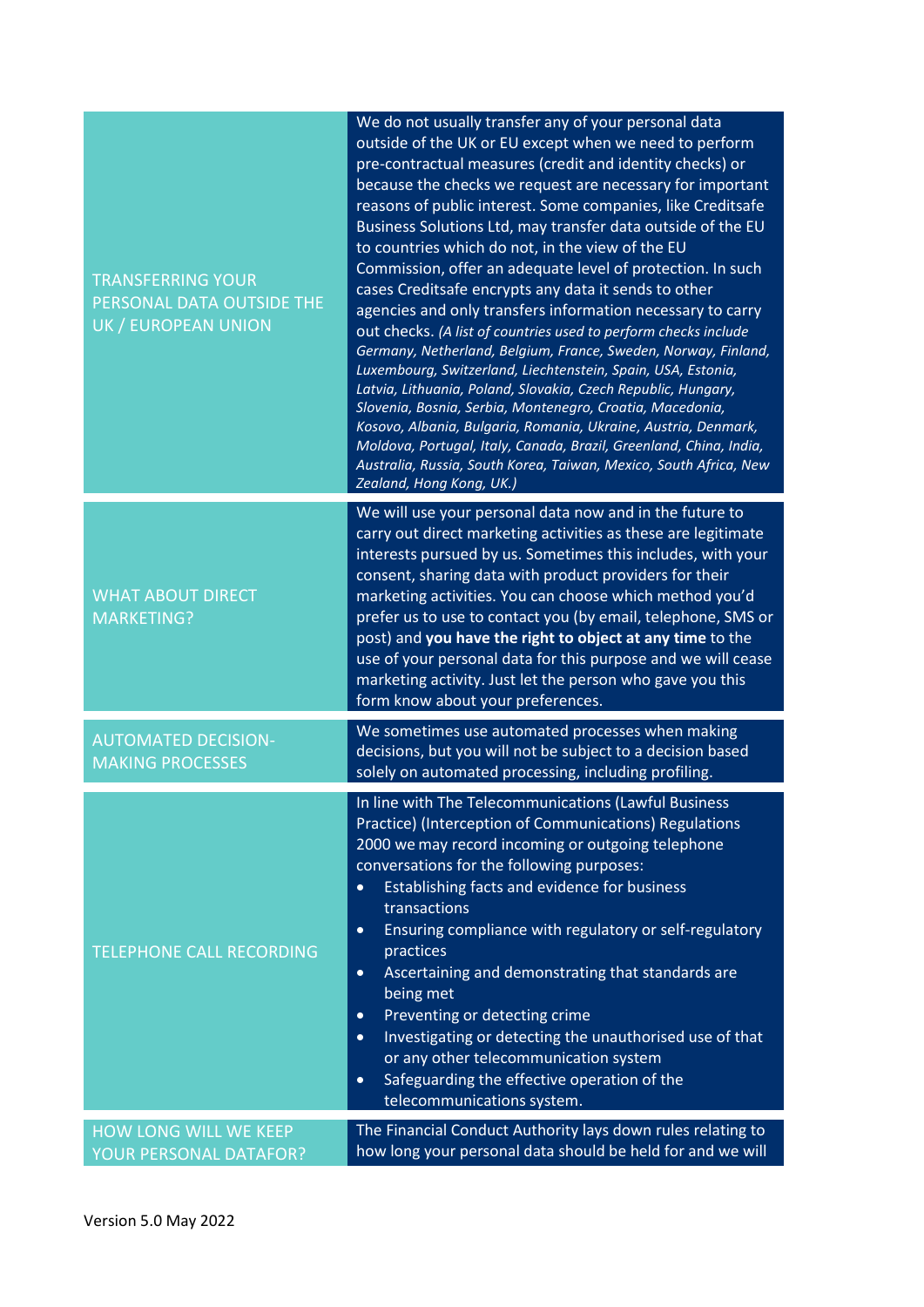| | |
|---|---|
| TRANSFERRING YOUR PERSONAL DATA OUTSIDE THE UK / EUROPEAN UNION | We do not usually transfer any of your personal data outside of the UK or EU except when we need to perform pre-contractual measures (credit and identity checks) or because the checks we request are necessary for important reasons of public interest. Some companies, like Creditsafe Business Solutions Ltd, may transfer data outside of the EU to countries which do not, in the view of the EU Commission, offer an adequate level of protection. In such cases Creditsafe encrypts any data it sends to other agencies and only transfers information necessary to carry out checks. *(A list of countries used to perform checks include Germany, Netherland, Belgium, France, Sweden, Norway, Finland, Luxembourg, Switzerland, Liechtenstein, Spain, USA, Estonia, Latvia, Lithuania, Poland, Slovakia, Czech Republic, Hungary, Slovenia, Bosnia, Serbia, Montenegro, Croatia, Macedonia, Kosovo, Albania, Bulgaria, Romania, Ukraine, Austria, Denmark, Moldova, Portugal, Italy, Canada, Brazil, Greenland, China, India, Australia, Russia, South Korea, Taiwan, Mexico, South Africa, New Zealand, Hong Kong, UK.)* |
| WHAT ABOUT DIRECT MARKETING? | We will use your personal data now and in the future to carry out direct marketing activities as these are legitimate interests pursued by us. Sometimes this includes, with your consent, sharing data with product providers for their marketing activities. You can choose which method you'd prefer us to use to contact you (by email, telephone, SMS or post) and **you have the right to object at any time** to the use of your personal data for this purpose and we will cease marketing activity. Just let the person who gave you this form know about your preferences. |
| AUTOMATED DECISION-MAKING PROCESSES | We sometimes use automated processes when making decisions, but you will not be subject to a decision based solely on automated processing, including profiling. |
| TELEPHONE CALL RECORDING | In line with The Telecommunications (Lawful Business Practice) (Interception of Communications) Regulations 2000 we may record incoming or outgoing telephone conversations for the following purposes:<br>• Establishing facts and evidence for business transactions<br>• Ensuring compliance with regulatory or self-regulatory practices<br>• Ascertaining and demonstrating that standards are being met<br>• Preventing or detecting crime<br>• Investigating or detecting the unauthorised use of that or any other telecommunication system<br>• Safeguarding the effective operation of the telecommunications system. |
| HOW LONG WILL WE KEEP YOUR PERSONAL DATAFOR? | The Financial Conduct Authority lays down rules relating to how long your personal data should be held for and we will |

Version 5.0 May 2022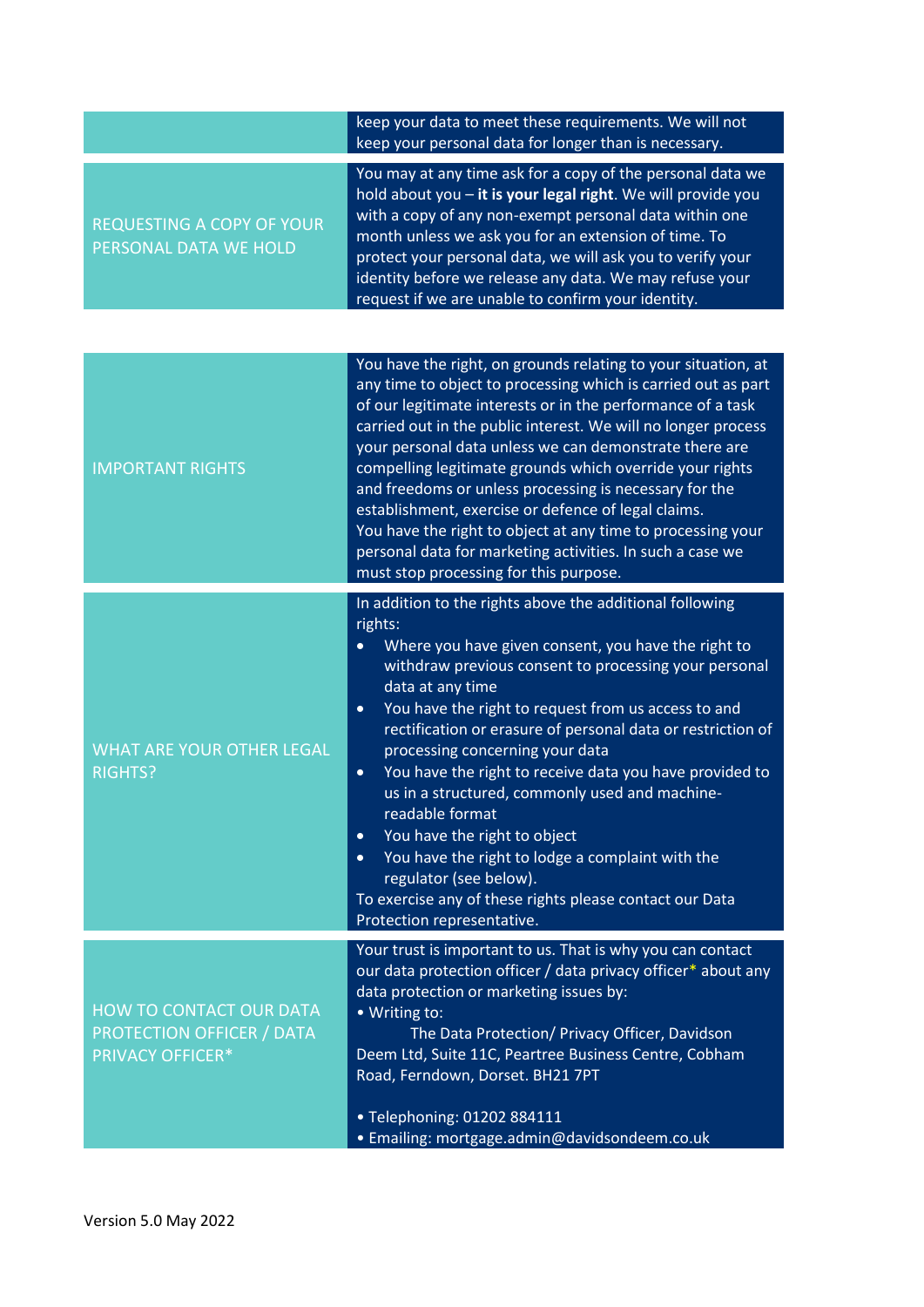| | |
|---|---|
| | keep your data to meet these requirements. We will not keep your personal data for longer than is necessary. |
| REQUESTING A COPY OF YOUR PERSONAL DATA WE HOLD | You may at any time ask for a copy of the personal data we hold about you – **it is your legal right**. We will provide you with a copy of any non-exempt personal data within one month unless we ask you for an extension of time. To protect your personal data, we will ask you to verify your identity before we release any data. We may refuse your request if we are unable to confirm your identity. |

| | |
|---|---|
| IMPORTANT RIGHTS | You have the right, on grounds relating to your situation, at any time to object to processing which is carried out as part of our legitimate interests or in the performance of a task carried out in the public interest. We will no longer process your personal data unless we can demonstrate there are compelling legitimate grounds which override your rights and freedoms or unless processing is necessary for the establishment, exercise or defence of legal claims.<br>You have the right to object at any time to processing your personal data for marketing activities. In such a case we must stop processing for this purpose. |
| WHAT ARE YOUR OTHER LEGAL RIGHTS? | In addition to the rights above the additional following rights:<br>• Where you have given consent, you have the right to withdraw previous consent to processing your personal data at any time<br>• You have the right to request from us access to and rectification or erasure of personal data or restriction of processing concerning your data<br>• You have the right to receive data you have provided to us in a structured, commonly used and machine-readable format<br>• You have the right to object<br>• You have the right to lodge a complaint with the regulator (see below).<br>To exercise any of these rights please contact our Data Protection representative. |
| HOW TO CONTACT OUR DATA PROTECTION OFFICER / DATA PRIVACY OFFICER* | Your trust is important to us. That is why you can contact our data protection officer / data privacy officer* about any data protection or marketing issues by:<br>• Writing to:<br>The Data Protection/ Privacy Officer, Davidson Deem Ltd, Suite 11C, Peartree Business Centre, Cobham Road, Ferndown, Dorset. BH21 7PT<br><br>• Telephoning: 01202 884111<br>• Emailing: mortgage.admin@davidsondeem.co.uk |

Version 5.0 May 2022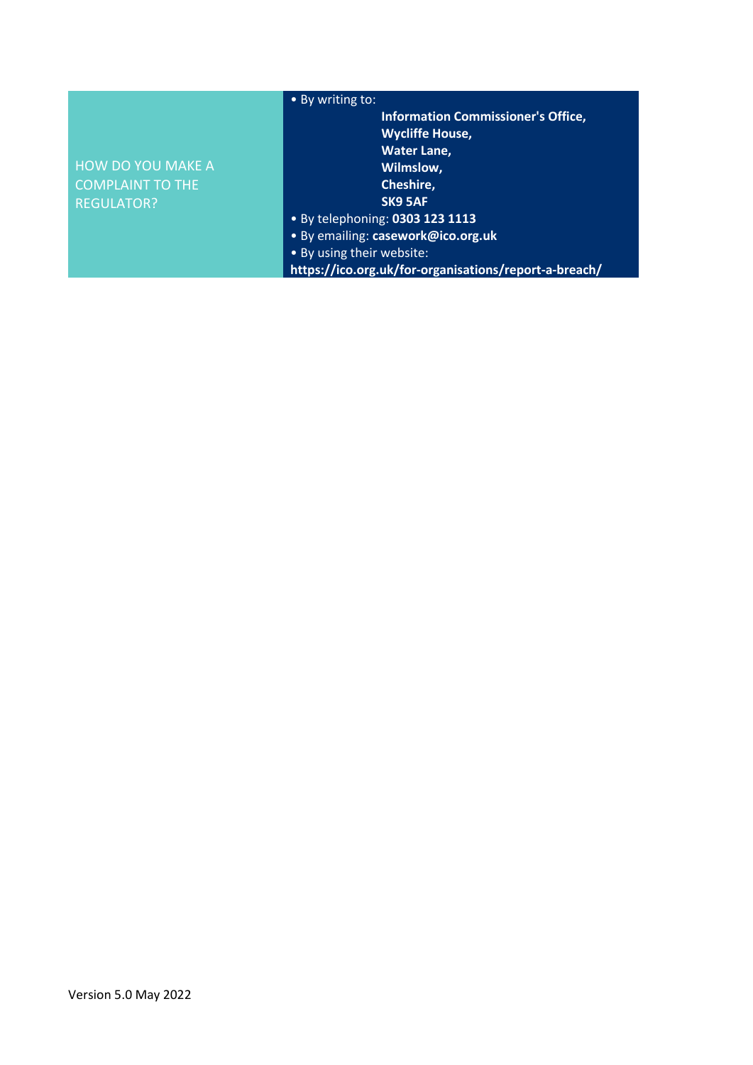| | |
|---|---|
| HOW DO YOU MAKE A COMPLAINT TO THE REGULATOR? | • By writing to:<br>**Information Commissioner's Office,**<br>**Wycliffe House,**<br>**Water Lane,**<br>**Wilmslow,**<br>**Cheshire,**<br>**SK9 5AF**<br>• By telephoning: **0303 123 1113**<br>• By emailing: **casework@ico.org.uk**<br>• By using their website:<br>**https://ico.org.uk/for-organisations/report-a-breach/** |

Version 5.0 May 2022